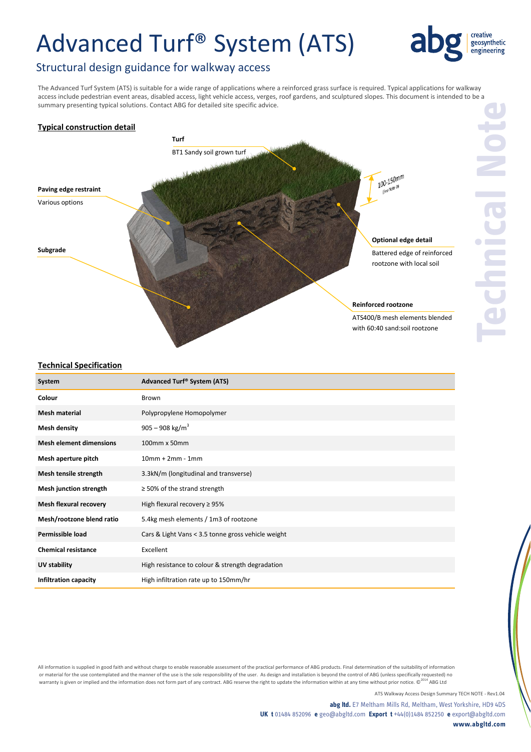# Advanced Turf® System (ATS)

## Structural design guidance for walkway access

The Advanced Turf System (ATS) is suitable for a wide range of applications where a reinforced grass surface is required. Typical applications for walkway access include pedestrian event areas, disabled access, light vehicle access, verges, roof gardens, and sculptured slopes. This document is intended to be a summary presenting typical solutions. Contact ABG for detailed site specific advice.

### Typical construction detail

**Turf**

BT1 Sandy soil grown turf

**Paving edge restraint**

Various options

**Subgrade**

100-150mm (See Note 1)

**Optional edge detail**

Battered edge of reinforced rootzone with local soil

**Reinforced rootzone**

ATS400/B mesh elements blended with 60:40 sand:soil rootzone

### Technical Specification

| System | Advanced Turf® System (ATS) |
|---|---|
| Colour | Brown |
| Mesh material | Polypropylene Homopolymer |
| Mesh density | 905 – 908 kg/m$^3$ |
| Mesh element dimensions | 100mm x 50mm |
| Mesh aperture pitch | 10mm + 2mm - 1mm |
| Mesh tensile strength | 3.3kN/m (longitudinal and transverse) |
| Mesh junction strength | ≥ 50% of the strand strength |
| Mesh flexural recovery | High flexural recovery ≥ 95% |
| Mesh/rootzone blend ratio | 5.4kg mesh elements / 1m3 of rootzone |
| Permissible load | Cars & Light Vans < 3.5 tonne gross vehicle weight |
| Chemical resistance | Excellent |
| UV stability | High resistance to colour & strength degradation |
| Infiltration capacity | High infiltration rate up to 150mm/hr |

All information is supplied in good faith and without charge to enable reasonable assessment of the practical performance of ABG products. Final determination of the suitability of information or material for the use contemplated and the manner of the use is the sole responsibility of the user. As design and installation is beyond the control of ABG (unless specifically requested) no warranty is given or implied and the information does not form part of any contract. ABG reserve the right to update the information within at any time without prior notice. ©2014 ABG Ltd

ATS Walkway Access Design Summary TECH NOTE - Rev1.04

**abg ltd.** E7 Meltham Mills Rd, Meltham, West Yorkshire, HD9 4DS
**UK t** 01484 852096 **e** geo@abgltd.com **Export t** +44(0)1484 852250 **e** export@abgltd.com
**www.abgltd.com**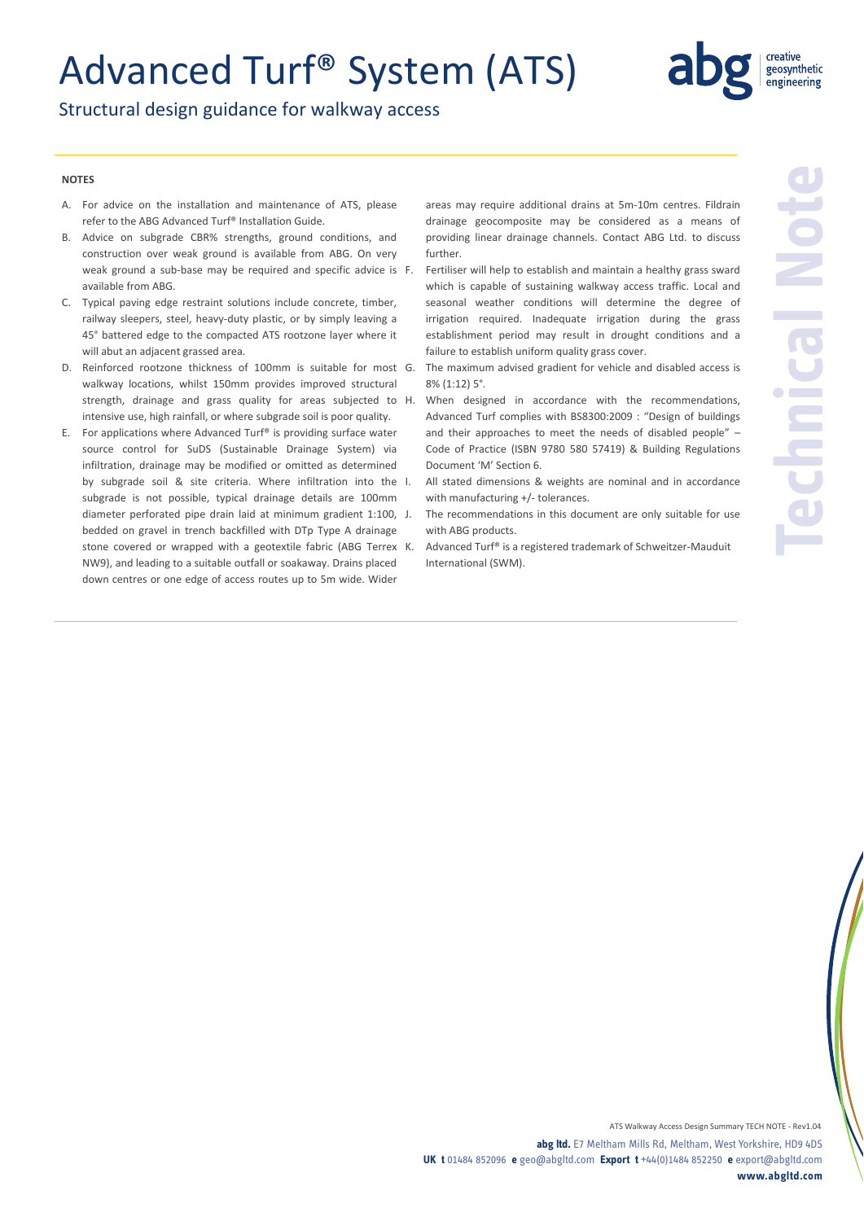# Advanced Turf® System (ATS)

## Structural design guidance for walkway access

**NOTES**

A. For advice on the installation and maintenance of ATS, please refer to the ABG Advanced Turf® Installation Guide.

B. Advice on subgrade CBR% strengths, ground conditions, and construction over weak ground is available from ABG. On very weak ground a sub-base may be required and specific advice is available from ABG.

C. Typical paving edge restraint solutions include concrete, timber, railway sleepers, steel, heavy-duty plastic, or by simply leaving a 45° battered edge to the compacted ATS rootzone layer where it will abut an adjacent grassed area.

D. Reinforced rootzone thickness of 100mm is suitable for most walkway locations, whilst 150mm provides improved structural strength, drainage and grass quality for areas subjected to intensive use, high rainfall, or where subgrade soil is poor quality.

E. For applications where Advanced Turf® is providing surface water source control for SuDS (Sustainable Drainage System) via infiltration, drainage may be modified or omitted as determined by subgrade soil & site criteria. Where infiltration into the subgrade is not possible, typical drainage details are 100mm diameter perforated pipe drain laid at minimum gradient 1:100, bedded on gravel in trench backfilled with DTp Type A drainage stone covered or wrapped with a geotextile fabric (ABG Terrex NW9), and leading to a suitable outfall or soakaway. Drains placed down centres or one edge of access routes up to 5m wide. Wider areas may require additional drains at 5m-10m centres. Fildrain drainage geocomposite may be considered as a means of providing linear drainage channels. Contact ABG Ltd. to discuss further.

F. Fertiliser will help to establish and maintain a healthy grass sward which is capable of sustaining walkway access traffic. Local and seasonal weather conditions will determine the degree of irrigation required. Inadequate irrigation during the grass establishment period may result in drought conditions and a failure to establish uniform quality grass cover.

G. The maximum advised gradient for vehicle and disabled access is 8% (1:12) 5°.

H. When designed in accordance with the recommendations, Advanced Turf complies with BS8300:2009 : "Design of buildings and their approaches to meet the needs of disabled people" – Code of Practice (ISBN 9780 580 57419) & Building Regulations Document 'M' Section 6.

I. All stated dimensions & weights are nominal and in accordance with manufacturing +/- tolerances.

J. The recommendations in this document are only suitable for use with ABG products.

K. Advanced Turf® is a registered trademark of Schweitzer-Mauduit International (SWM).

ATS Walkway Access Design Summary TECH NOTE - Rev1.04

**abg ltd.** E7 Meltham Mills Rd, Meltham, West Yorkshire, HD9 4DS
**UK t** 01484 852096 **e** geo@abgltd.com **Export t** +44(0)1484 852250 **e** export@abgltd.com
**www.abgltd.com**